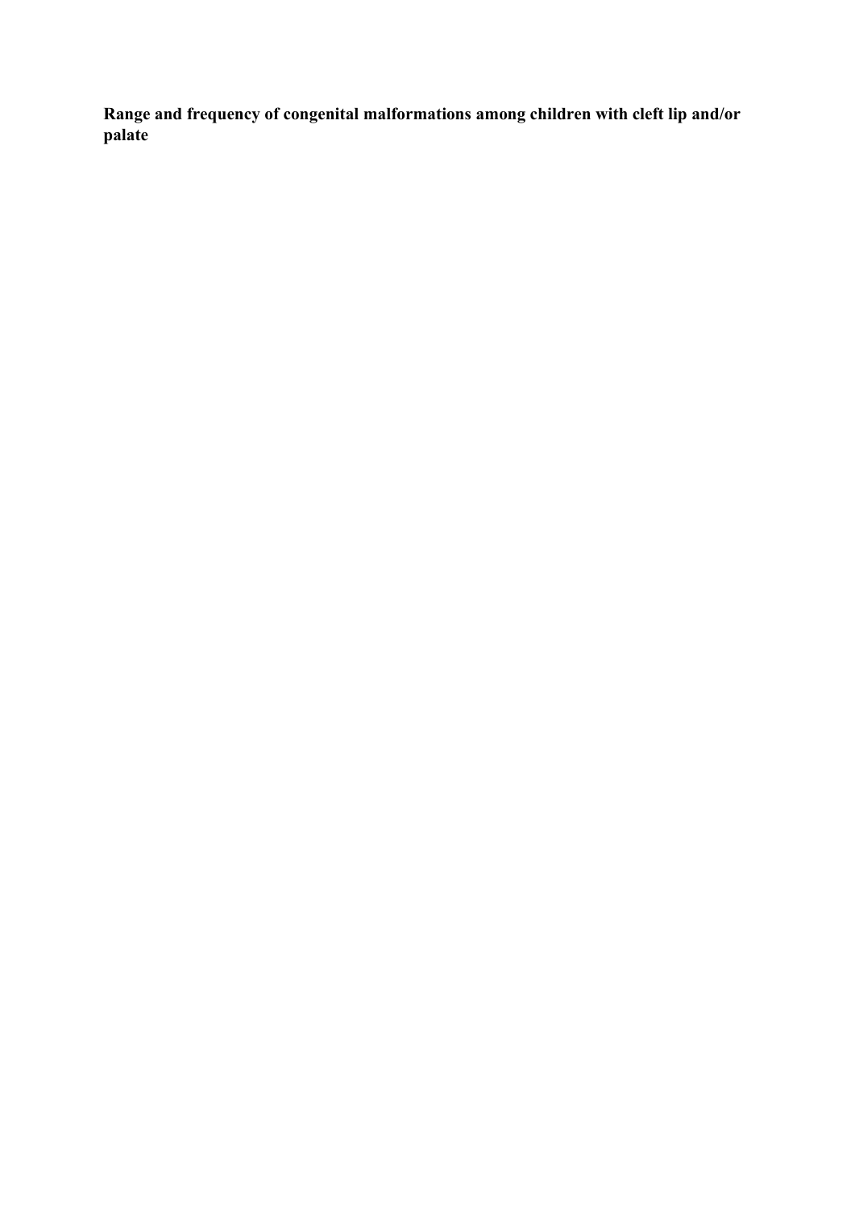# Range and frequency of congenital malformations among children with cleft lip and/or palate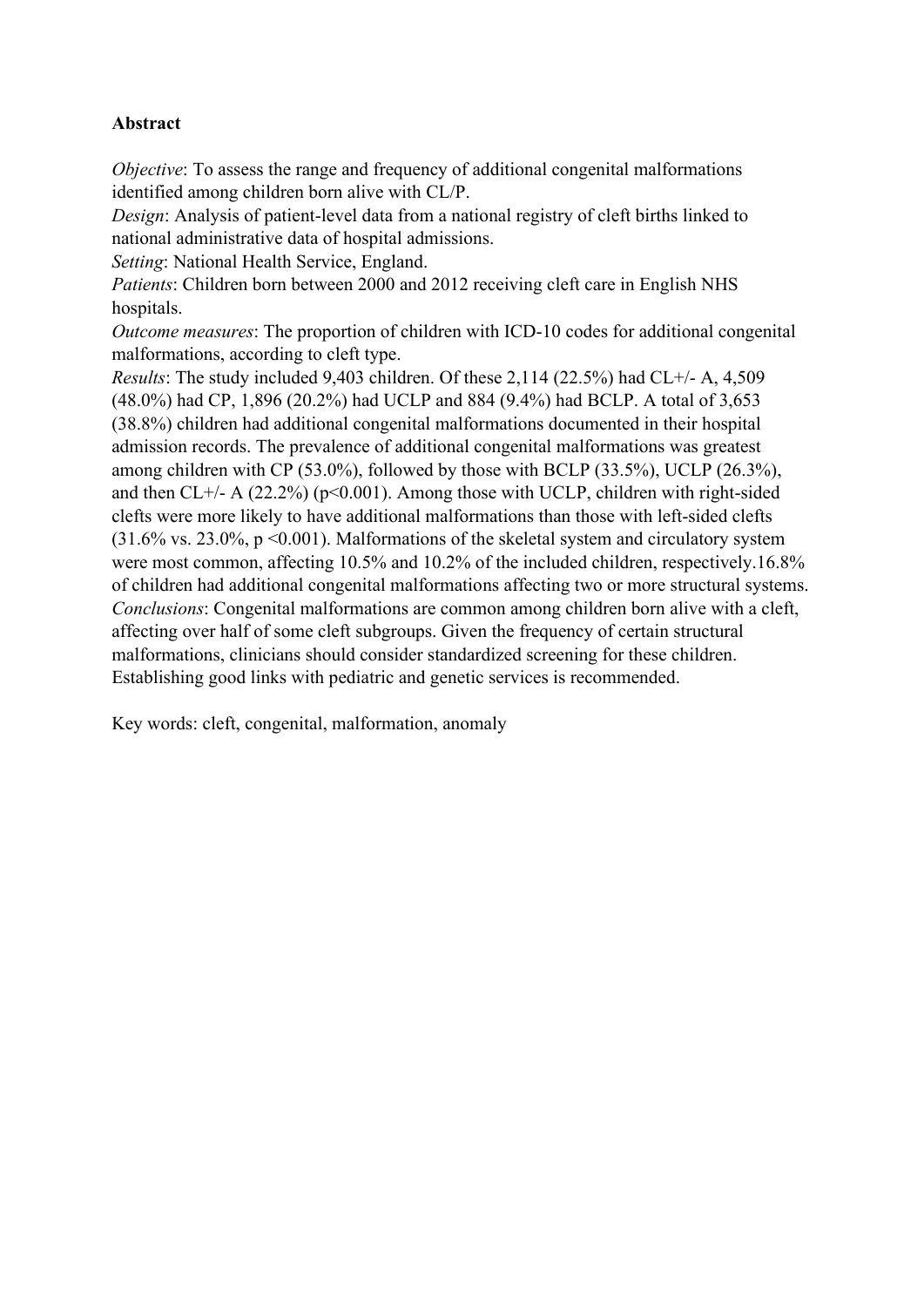**Abstract**

*Objective*: To assess the range and frequency of additional congenital malformations identified among children born alive with CL/P.

*Design*: Analysis of patient-level data from a national registry of cleft births linked to national administrative data of hospital admissions.

*Setting*: National Health Service, England.

*Patients*: Children born between 2000 and 2012 receiving cleft care in English NHS hospitals.

*Outcome measures*: The proportion of children with ICD-10 codes for additional congenital malformations, according to cleft type.

*Results*: The study included 9,403 children. Of these 2,114 (22.5%) had CL+/- A, 4,509 (48.0%) had CP, 1,896 (20.2%) had UCLP and 884 (9.4%) had BCLP. A total of 3,653 (38.8%) children had additional congenital malformations documented in their hospital admission records. The prevalence of additional congenital malformations was greatest among children with CP (53.0%), followed by those with BCLP (33.5%), UCLP (26.3%), and then CL+/- A (22.2%) ($p<0.001$). Among those with UCLP, children with right-sided clefts were more likely to have additional malformations than those with left-sided clefts (31.6% vs. 23.0%, $p<0.001$). Malformations of the skeletal system and circulatory system were most common, affecting 10.5% and 10.2% of the included children, respectively.16.8% of children had additional congenital malformations affecting two or more structural systems.

*Conclusions*: Congenital malformations are common among children born alive with a cleft, affecting over half of some cleft subgroups. Given the frequency of certain structural malformations, clinicians should consider standardized screening for these children. Establishing good links with pediatric and genetic services is recommended.

Key words: cleft, congenital, malformation, anomaly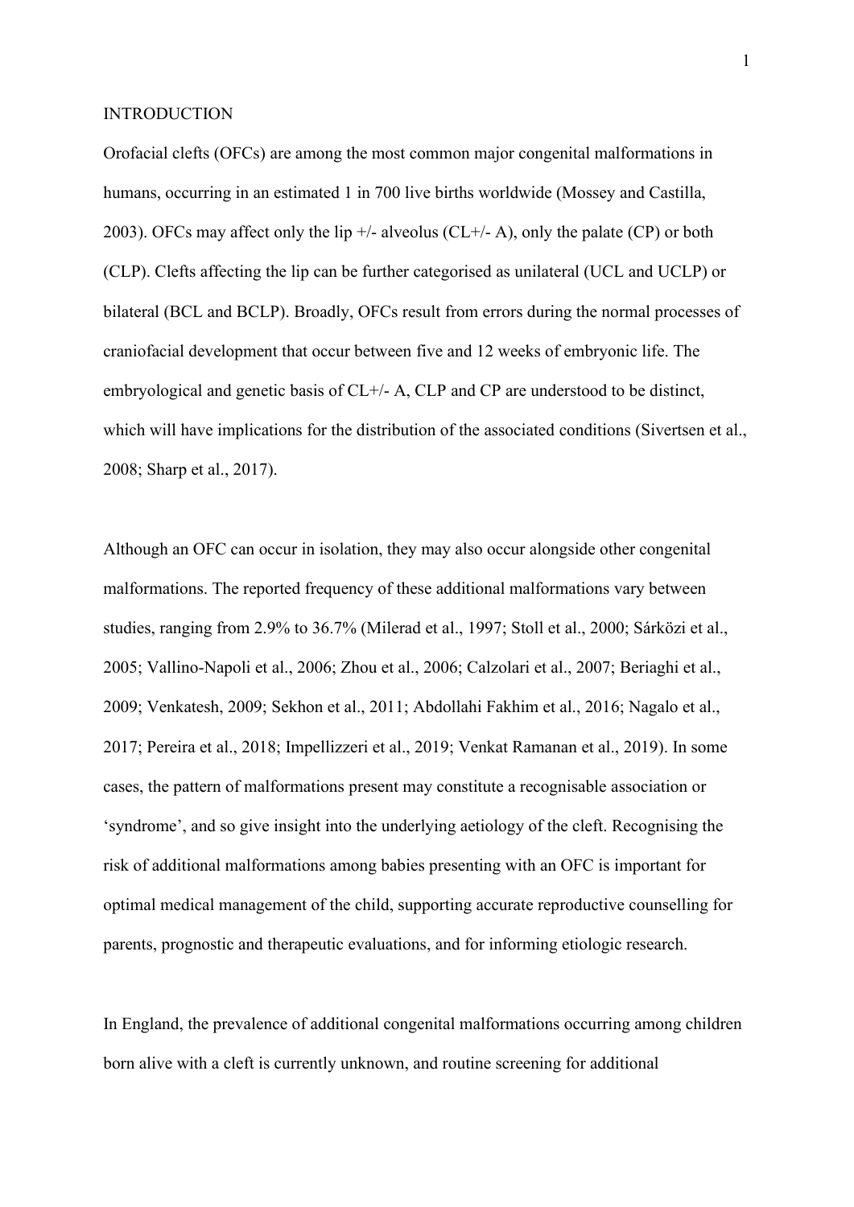# INTRODUCTION

Orofacial clefts (OFCs) are among the most common major congenital malformations in humans, occurring in an estimated 1 in 700 live births worldwide (Mossey and Castilla, 2003). OFCs may affect only the lip +/- alveolus (CL+/- A), only the palate (CP) or both (CLP). Clefts affecting the lip can be further categorised as unilateral (UCL and UCLP) or bilateral (BCL and BCLP). Broadly, OFCs result from errors during the normal processes of craniofacial development that occur between five and 12 weeks of embryonic life. The embryological and genetic basis of CL+/- A, CLP and CP are understood to be distinct, which will have implications for the distribution of the associated conditions (Sivertsen et al., 2008; Sharp et al., 2017).

Although an OFC can occur in isolation, they may also occur alongside other congenital malformations. The reported frequency of these additional malformations vary between studies, ranging from 2.9% to 36.7% (Milerad et al., 1997; Stoll et al., 2000; Sárközi et al., 2005; Vallino-Napoli et al., 2006; Zhou et al., 2006; Calzolari et al., 2007; Beriaghi et al., 2009; Venkatesh, 2009; Sekhon et al., 2011; Abdollahi Fakhim et al., 2016; Nagalo et al., 2017; Pereira et al., 2018; Impellizzeri et al., 2019; Venkat Ramanan et al., 2019). In some cases, the pattern of malformations present may constitute a recognisable association or 'syndrome', and so give insight into the underlying aetiology of the cleft. Recognising the risk of additional malformations among babies presenting with an OFC is important for optimal medical management of the child, supporting accurate reproductive counselling for parents, prognostic and therapeutic evaluations, and for informing etiologic research.

In England, the prevalence of additional congenital malformations occurring among children born alive with a cleft is currently unknown, and routine screening for additional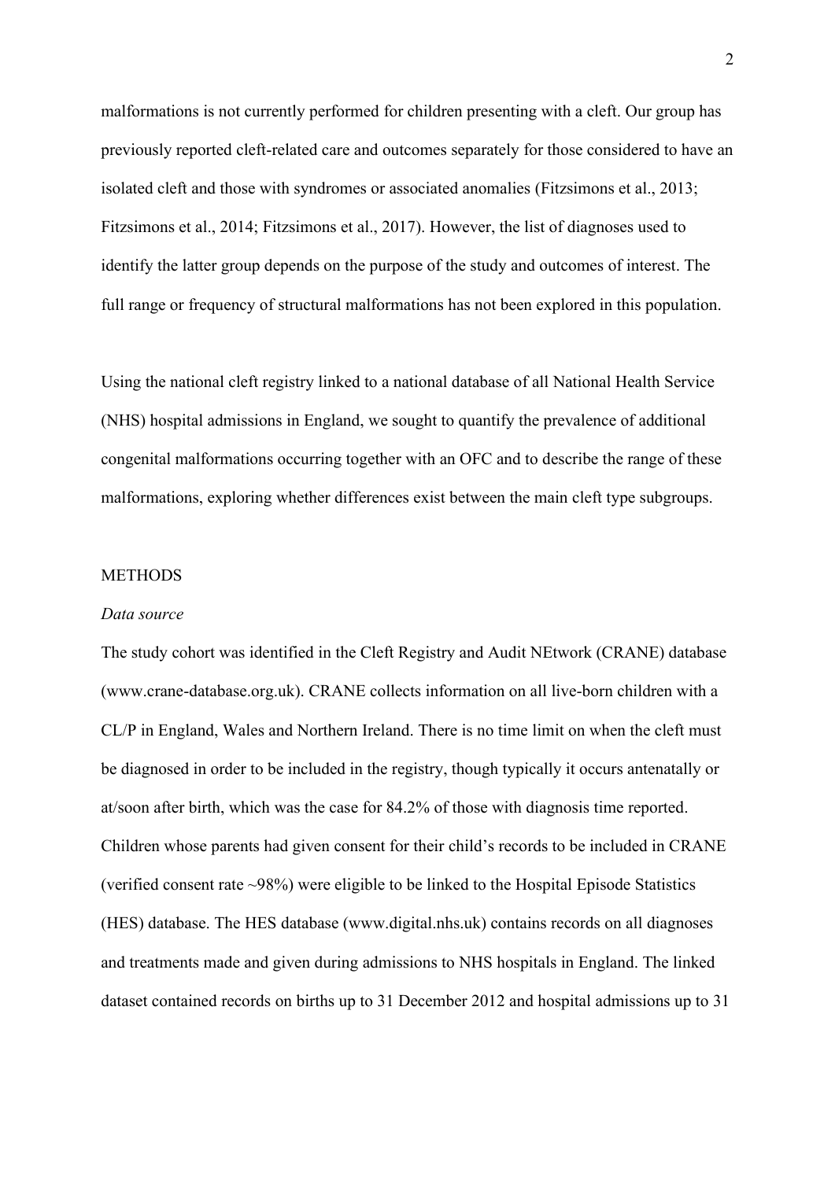malformations is not currently performed for children presenting with a cleft. Our group has previously reported cleft-related care and outcomes separately for those considered to have an isolated cleft and those with syndromes or associated anomalies (Fitzsimons et al., 2013; Fitzsimons et al., 2014; Fitzsimons et al., 2017). However, the list of diagnoses used to identify the latter group depends on the purpose of the study and outcomes of interest. The full range or frequency of structural malformations has not been explored in this population.

Using the national cleft registry linked to a national database of all National Health Service (NHS) hospital admissions in England, we sought to quantify the prevalence of additional congenital malformations occurring together with an OFC and to describe the range of these malformations, exploring whether differences exist between the main cleft type subgroups.

## METHODS

### *Data source*

The study cohort was identified in the Cleft Registry and Audit NEtwork (CRANE) database (www.crane-database.org.uk). CRANE collects information on all live-born children with a CL/P in England, Wales and Northern Ireland. There is no time limit on when the cleft must be diagnosed in order to be included in the registry, though typically it occurs antenatally or at/soon after birth, which was the case for 84.2% of those with diagnosis time reported. Children whose parents had given consent for their child's records to be included in CRANE (verified consent rate ~98%) were eligible to be linked to the Hospital Episode Statistics (HES) database. The HES database (www.digital.nhs.uk) contains records on all diagnoses and treatments made and given during admissions to NHS hospitals in England. The linked dataset contained records on births up to 31 December 2012 and hospital admissions up to 31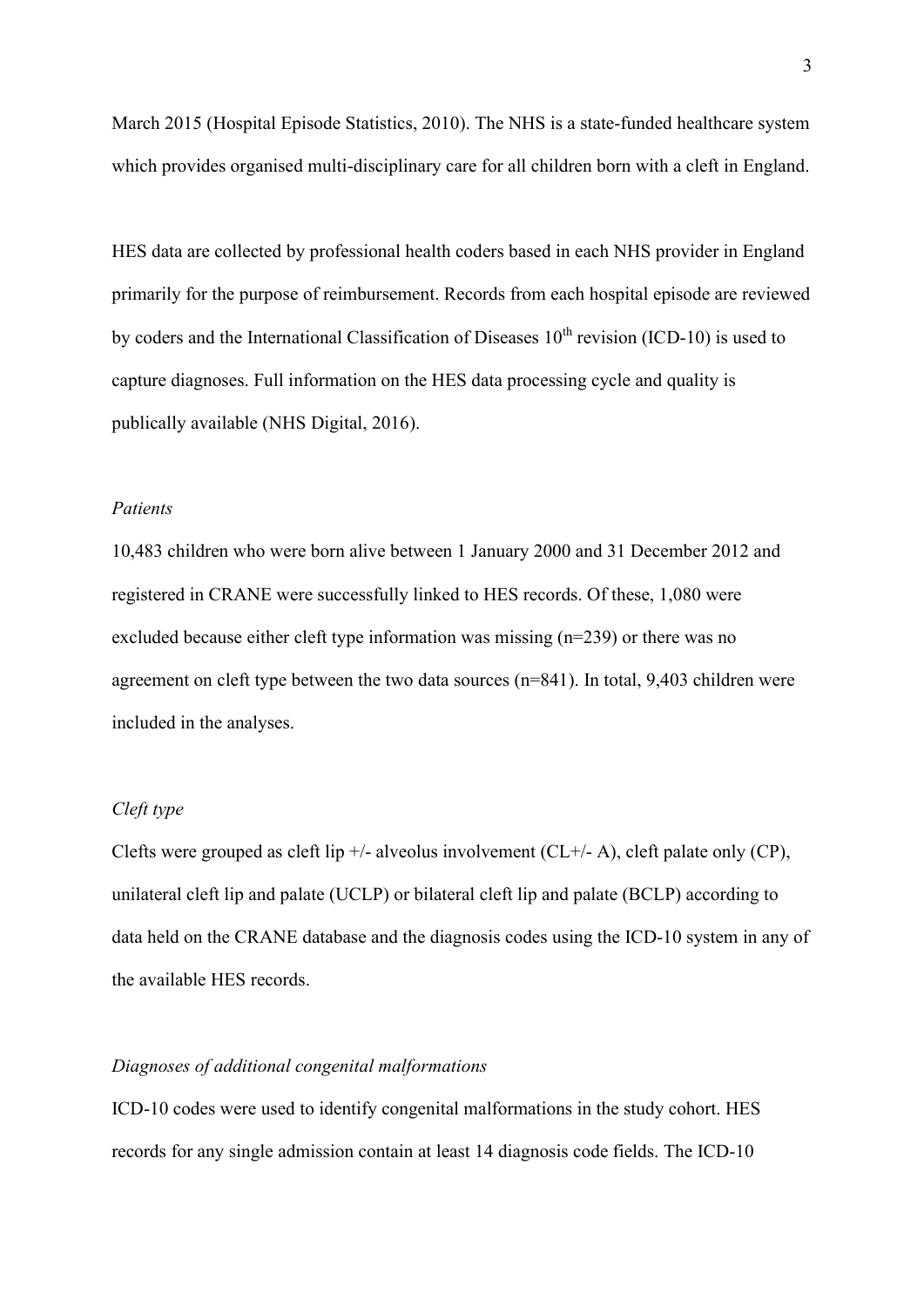March 2015 (Hospital Episode Statistics, 2010). The NHS is a state-funded healthcare system which provides organised multi-disciplinary care for all children born with a cleft in England.

HES data are collected by professional health coders based in each NHS provider in England primarily for the purpose of reimbursement. Records from each hospital episode are reviewed by coders and the International Classification of Diseases 10th revision (ICD-10) is used to capture diagnoses. Full information on the HES data processing cycle and quality is publically available (NHS Digital, 2016).

*Patients*

10,483 children who were born alive between 1 January 2000 and 31 December 2012 and registered in CRANE were successfully linked to HES records. Of these, 1,080 were excluded because either cleft type information was missing (n=239) or there was no agreement on cleft type between the two data sources (n=841). In total, 9,403 children were included in the analyses.

*Cleft type*

Clefts were grouped as cleft lip +/- alveolus involvement (CL+/- A), cleft palate only (CP), unilateral cleft lip and palate (UCLP) or bilateral cleft lip and palate (BCLP) according to data held on the CRANE database and the diagnosis codes using the ICD-10 system in any of the available HES records.

*Diagnoses of additional congenital malformations*

ICD-10 codes were used to identify congenital malformations in the study cohort. HES records for any single admission contain at least 14 diagnosis code fields. The ICD-10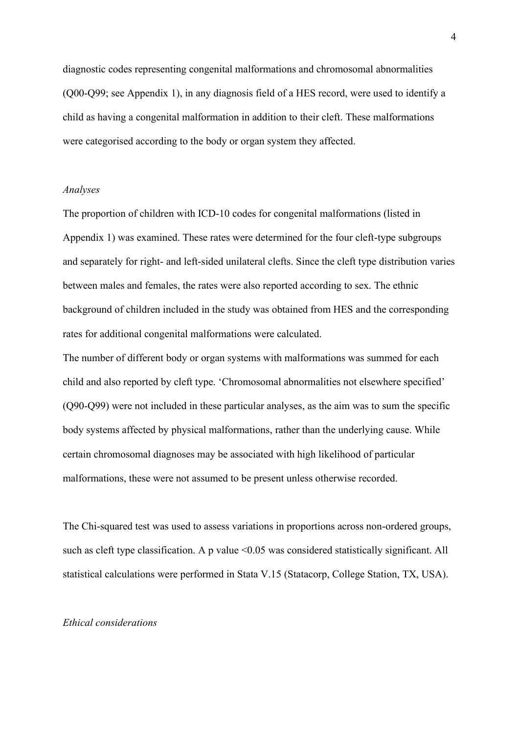diagnostic codes representing congenital malformations and chromosomal abnormalities (Q00-Q99; see Appendix 1), in any diagnosis field of a HES record, were used to identify a child as having a congenital malformation in addition to their cleft. These malformations were categorised according to the body or organ system they affected.

*Analyses*

The proportion of children with ICD-10 codes for congenital malformations (listed in Appendix 1) was examined. These rates were determined for the four cleft-type subgroups and separately for right- and left-sided unilateral clefts. Since the cleft type distribution varies between males and females, the rates were also reported according to sex. The ethnic background of children included in the study was obtained from HES and the corresponding rates for additional congenital malformations were calculated.

The number of different body or organ systems with malformations was summed for each child and also reported by cleft type. 'Chromosomal abnormalities not elsewhere specified' (Q90-Q99) were not included in these particular analyses, as the aim was to sum the specific body systems affected by physical malformations, rather than the underlying cause. While certain chromosomal diagnoses may be associated with high likelihood of particular malformations, these were not assumed to be present unless otherwise recorded.

The Chi-squared test was used to assess variations in proportions across non-ordered groups, such as cleft type classification. A p value $<0.05$ was considered statistically significant. All statistical calculations were performed in Stata V.15 (Statacorp, College Station, TX, USA).

*Ethical considerations*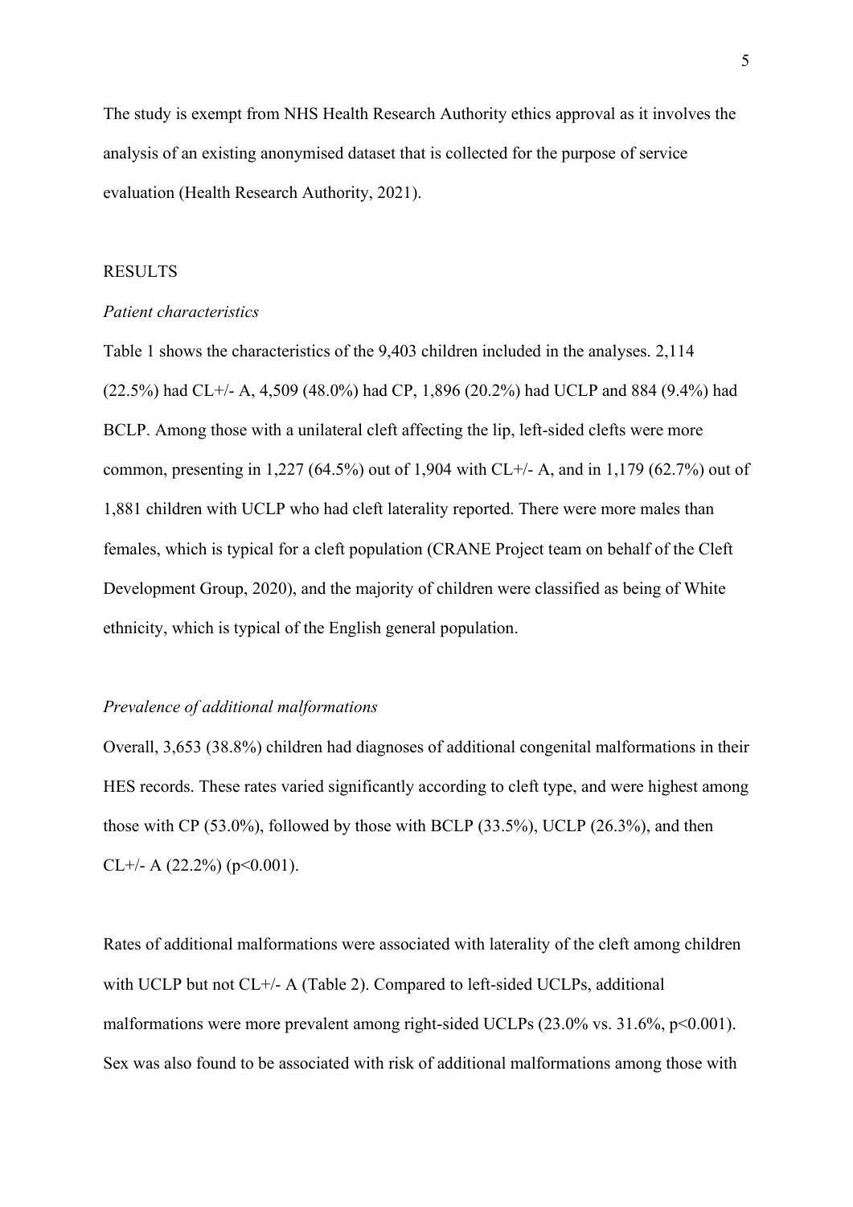The study is exempt from NHS Health Research Authority ethics approval as it involves the analysis of an existing anonymised dataset that is collected for the purpose of service evaluation (Health Research Authority, 2021).

## RESULTS

### *Patient characteristics*

Table 1 shows the characteristics of the 9,403 children included in the analyses. 2,114 (22.5%) had CL+/- A, 4,509 (48.0%) had CP, 1,896 (20.2%) had UCLP and 884 (9.4%) had BCLP. Among those with a unilateral cleft affecting the lip, left-sided clefts were more common, presenting in 1,227 (64.5%) out of 1,904 with CL+/- A, and in 1,179 (62.7%) out of 1,881 children with UCLP who had cleft laterality reported. There were more males than females, which is typical for a cleft population (CRANE Project team on behalf of the Cleft Development Group, 2020), and the majority of children were classified as being of White ethnicity, which is typical of the English general population.

### *Prevalence of additional malformations*

Overall, 3,653 (38.8%) children had diagnoses of additional congenital malformations in their HES records. These rates varied significantly according to cleft type, and were highest among those with CP (53.0%), followed by those with BCLP (33.5%), UCLP (26.3%), and then CL+/- A (22.2%) ($p<0.001$).

Rates of additional malformations were associated with laterality of the cleft among children with UCLP but not CL+/- A (Table 2). Compared to left-sided UCLPs, additional malformations were more prevalent among right-sided UCLPs (23.0% vs. 31.6%, $p<0.001$). Sex was also found to be associated with risk of additional malformations among those with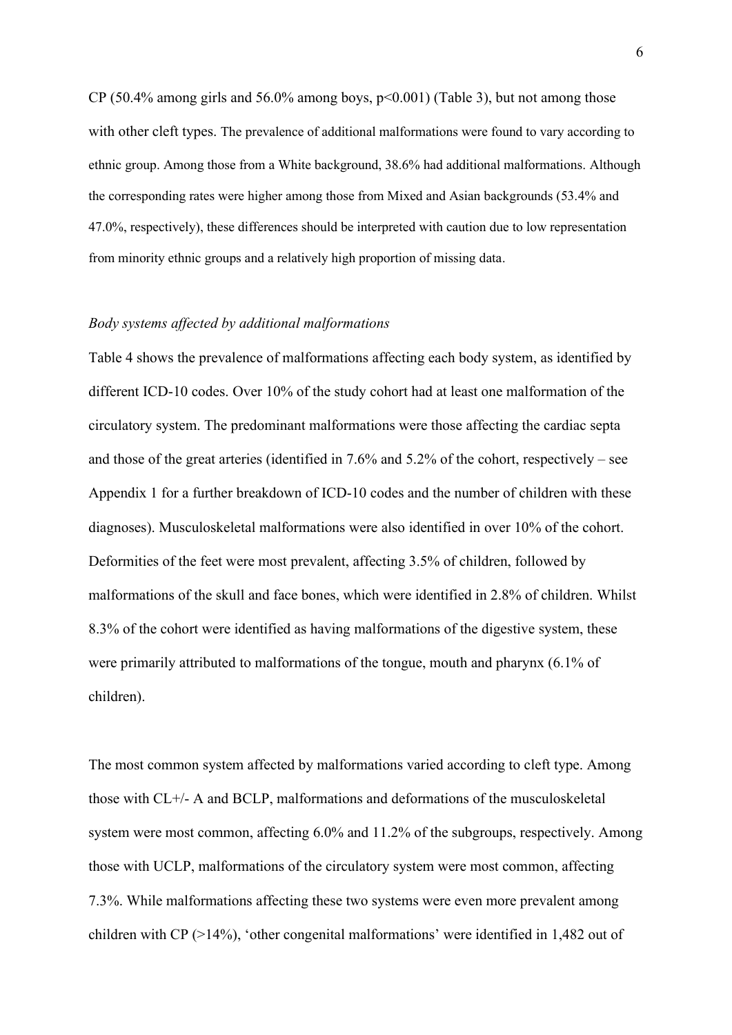CP (50.4% among girls and 56.0% among boys, $p<0.001$) (Table 3), but not among those with other cleft types. The prevalence of additional malformations were found to vary according to ethnic group. Among those from a White background, 38.6% had additional malformations. Although the corresponding rates were higher among those from Mixed and Asian backgrounds (53.4% and 47.0%, respectively), these differences should be interpreted with caution due to low representation from minority ethnic groups and a relatively high proportion of missing data.

*Body systems affected by additional malformations*

Table 4 shows the prevalence of malformations affecting each body system, as identified by different ICD-10 codes. Over 10% of the study cohort had at least one malformation of the circulatory system. The predominant malformations were those affecting the cardiac septa and those of the great arteries (identified in 7.6% and 5.2% of the cohort, respectively – see Appendix 1 for a further breakdown of ICD-10 codes and the number of children with these diagnoses). Musculoskeletal malformations were also identified in over 10% of the cohort. Deformities of the feet were most prevalent, affecting 3.5% of children, followed by malformations of the skull and face bones, which were identified in 2.8% of children. Whilst 8.3% of the cohort were identified as having malformations of the digestive system, these were primarily attributed to malformations of the tongue, mouth and pharynx (6.1% of children).

The most common system affected by malformations varied according to cleft type. Among those with CL+/- A and BCLP, malformations and deformations of the musculoskeletal system were most common, affecting 6.0% and 11.2% of the subgroups, respectively. Among those with UCLP, malformations of the circulatory system were most common, affecting 7.3%. While malformations affecting these two systems were even more prevalent among children with CP (>14%), 'other congenital malformations' were identified in 1,482 out of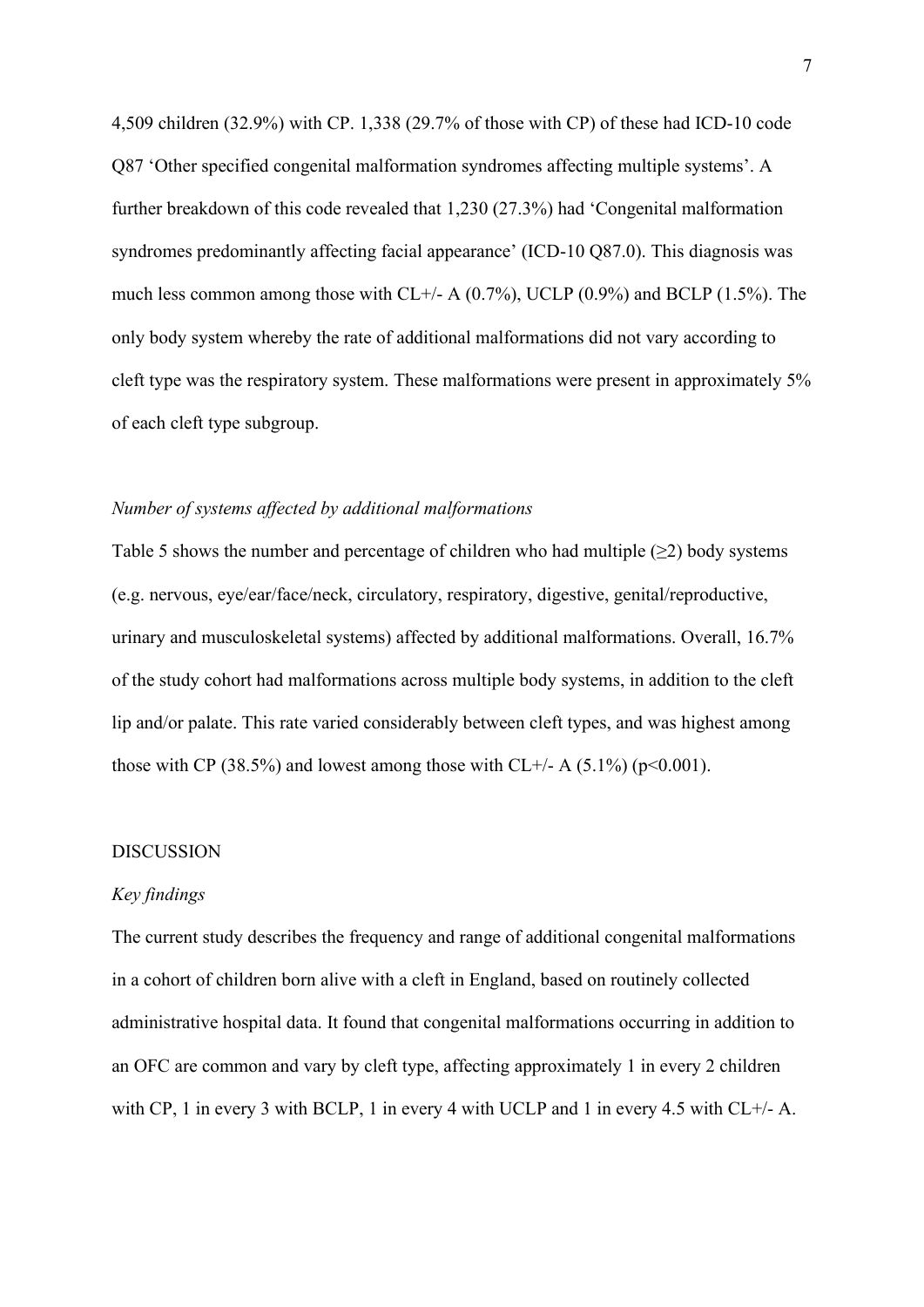4,509 children (32.9%) with CP. 1,338 (29.7% of those with CP) of these had ICD-10 code Q87 'Other specified congenital malformation syndromes affecting multiple systems'. A further breakdown of this code revealed that 1,230 (27.3%) had 'Congenital malformation syndromes predominantly affecting facial appearance' (ICD-10 Q87.0). This diagnosis was much less common among those with CL+/- A (0.7%), UCLP (0.9%) and BCLP (1.5%). The only body system whereby the rate of additional malformations did not vary according to cleft type was the respiratory system. These malformations were present in approximately 5% of each cleft type subgroup.

*Number of systems affected by additional malformations*

Table 5 shows the number and percentage of children who had multiple (≥2) body systems (e.g. nervous, eye/ear/face/neck, circulatory, respiratory, digestive, genital/reproductive, urinary and musculoskeletal systems) affected by additional malformations. Overall, 16.7% of the study cohort had malformations across multiple body systems, in addition to the cleft lip and/or palate. This rate varied considerably between cleft types, and was highest among those with CP (38.5%) and lowest among those with CL+/- A (5.1%) ($p<0.001$).

## DISCUSSION

*Key findings*

The current study describes the frequency and range of additional congenital malformations in a cohort of children born alive with a cleft in England, based on routinely collected administrative hospital data. It found that congenital malformations occurring in addition to an OFC are common and vary by cleft type, affecting approximately 1 in every 2 children with CP, 1 in every 3 with BCLP, 1 in every 4 with UCLP and 1 in every 4.5 with CL+/- A.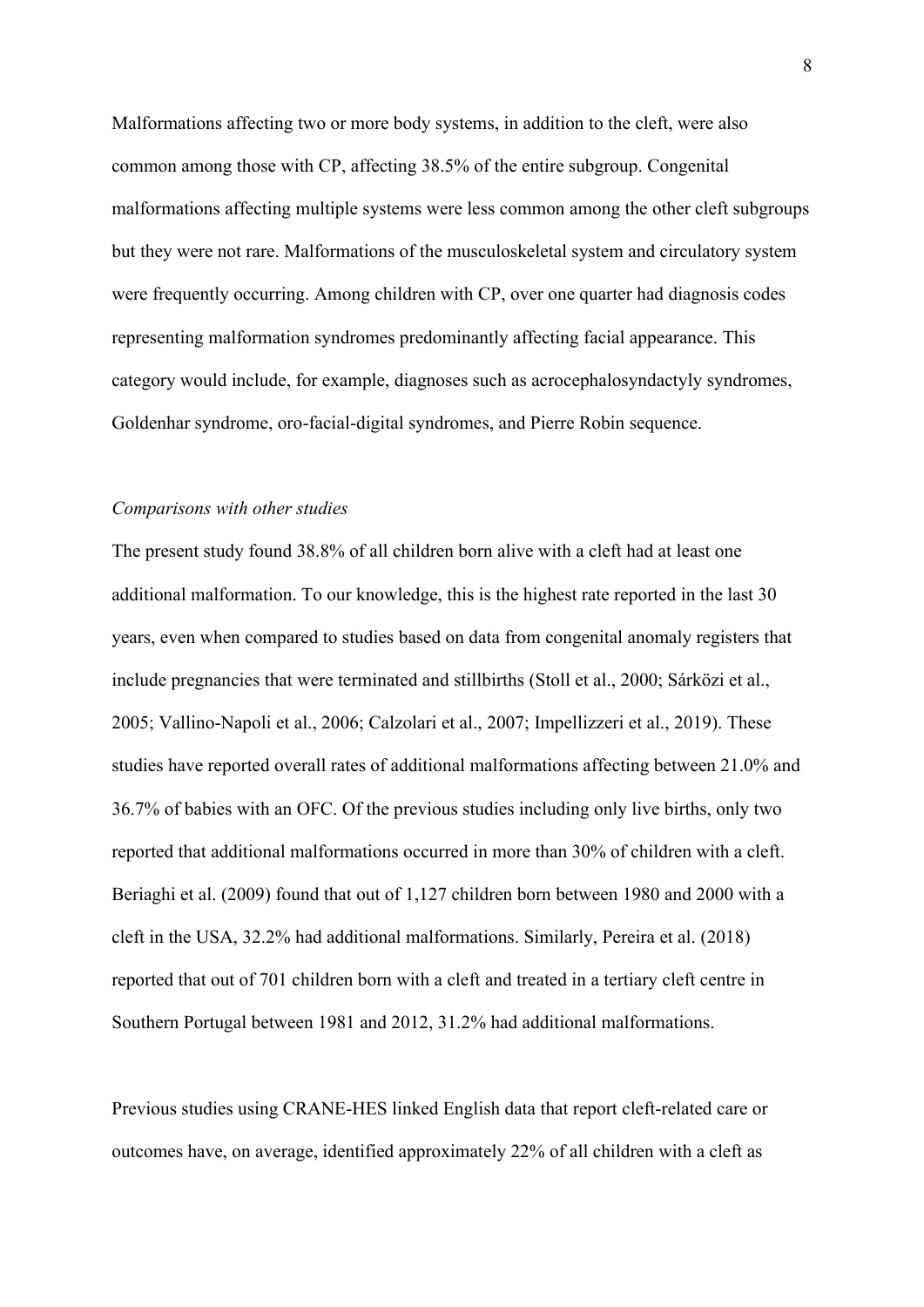Malformations affecting two or more body systems, in addition to the cleft, were also common among those with CP, affecting 38.5% of the entire subgroup. Congenital malformations affecting multiple systems were less common among the other cleft subgroups but they were not rare. Malformations of the musculoskeletal system and circulatory system were frequently occurring. Among children with CP, over one quarter had diagnosis codes representing malformation syndromes predominantly affecting facial appearance. This category would include, for example, diagnoses such as acrocephalosyndactyly syndromes, Goldenhar syndrome, oro-facial-digital syndromes, and Pierre Robin sequence.

*Comparisons with other studies*

The present study found 38.8% of all children born alive with a cleft had at least one additional malformation. To our knowledge, this is the highest rate reported in the last 30 years, even when compared to studies based on data from congenital anomaly registers that include pregnancies that were terminated and stillbirths (Stoll et al., 2000; Sárközi et al., 2005; Vallino-Napoli et al., 2006; Calzolari et al., 2007; Impellizzeri et al., 2019). These studies have reported overall rates of additional malformations affecting between 21.0% and 36.7% of babies with an OFC. Of the previous studies including only live births, only two reported that additional malformations occurred in more than 30% of children with a cleft. Beriaghi et al. (2009) found that out of 1,127 children born between 1980 and 2000 with a cleft in the USA, 32.2% had additional malformations. Similarly, Pereira et al. (2018) reported that out of 701 children born with a cleft and treated in a tertiary cleft centre in Southern Portugal between 1981 and 2012, 31.2% had additional malformations.

Previous studies using CRANE-HES linked English data that report cleft-related care or outcomes have, on average, identified approximately 22% of all children with a cleft as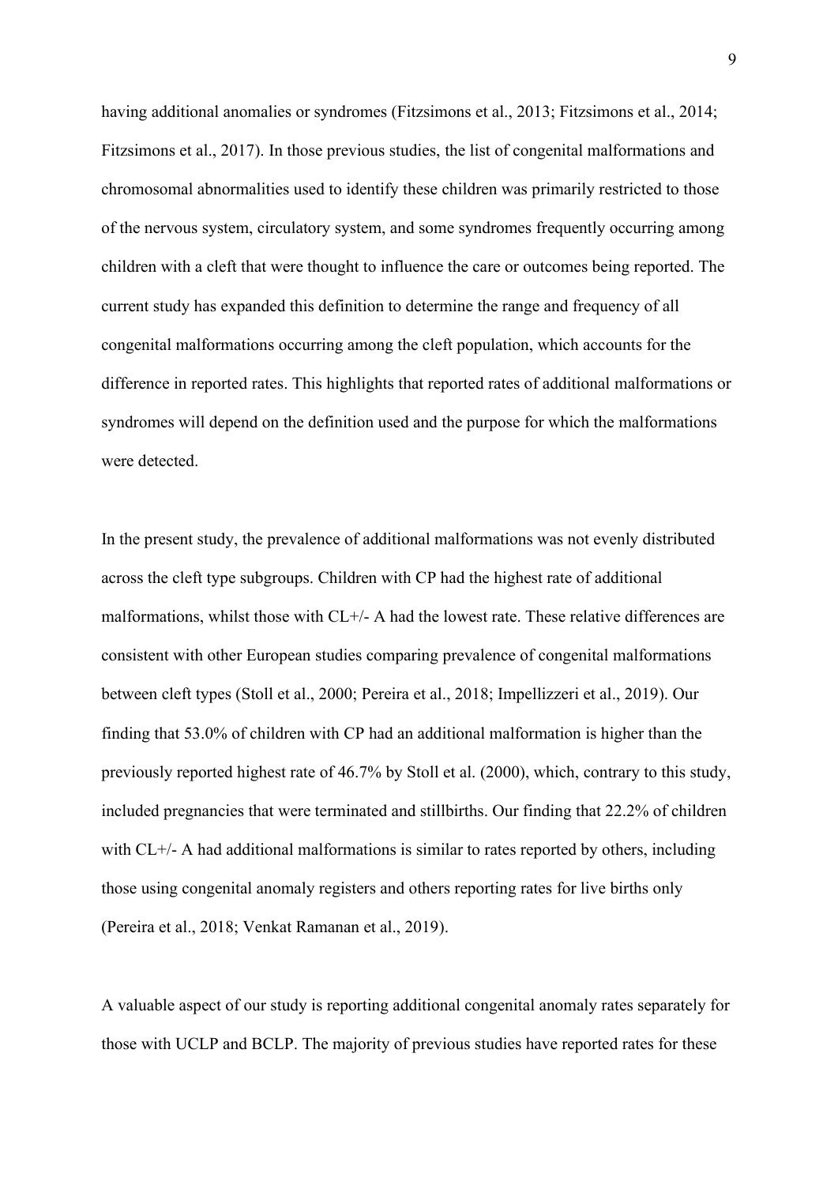having additional anomalies or syndromes (Fitzsimons et al., 2013; Fitzsimons et al., 2014; Fitzsimons et al., 2017). In those previous studies, the list of congenital malformations and chromosomal abnormalities used to identify these children was primarily restricted to those of the nervous system, circulatory system, and some syndromes frequently occurring among children with a cleft that were thought to influence the care or outcomes being reported. The current study has expanded this definition to determine the range and frequency of all congenital malformations occurring among the cleft population, which accounts for the difference in reported rates. This highlights that reported rates of additional malformations or syndromes will depend on the definition used and the purpose for which the malformations were detected.

In the present study, the prevalence of additional malformations was not evenly distributed across the cleft type subgroups. Children with CP had the highest rate of additional malformations, whilst those with CL+/- A had the lowest rate. These relative differences are consistent with other European studies comparing prevalence of congenital malformations between cleft types (Stoll et al., 2000; Pereira et al., 2018; Impellizzeri et al., 2019). Our finding that 53.0% of children with CP had an additional malformation is higher than the previously reported highest rate of 46.7% by Stoll et al. (2000), which, contrary to this study, included pregnancies that were terminated and stillbirths. Our finding that 22.2% of children with CL+/- A had additional malformations is similar to rates reported by others, including those using congenital anomaly registers and others reporting rates for live births only (Pereira et al., 2018; Venkat Ramanan et al., 2019).

A valuable aspect of our study is reporting additional congenital anomaly rates separately for those with UCLP and BCLP. The majority of previous studies have reported rates for these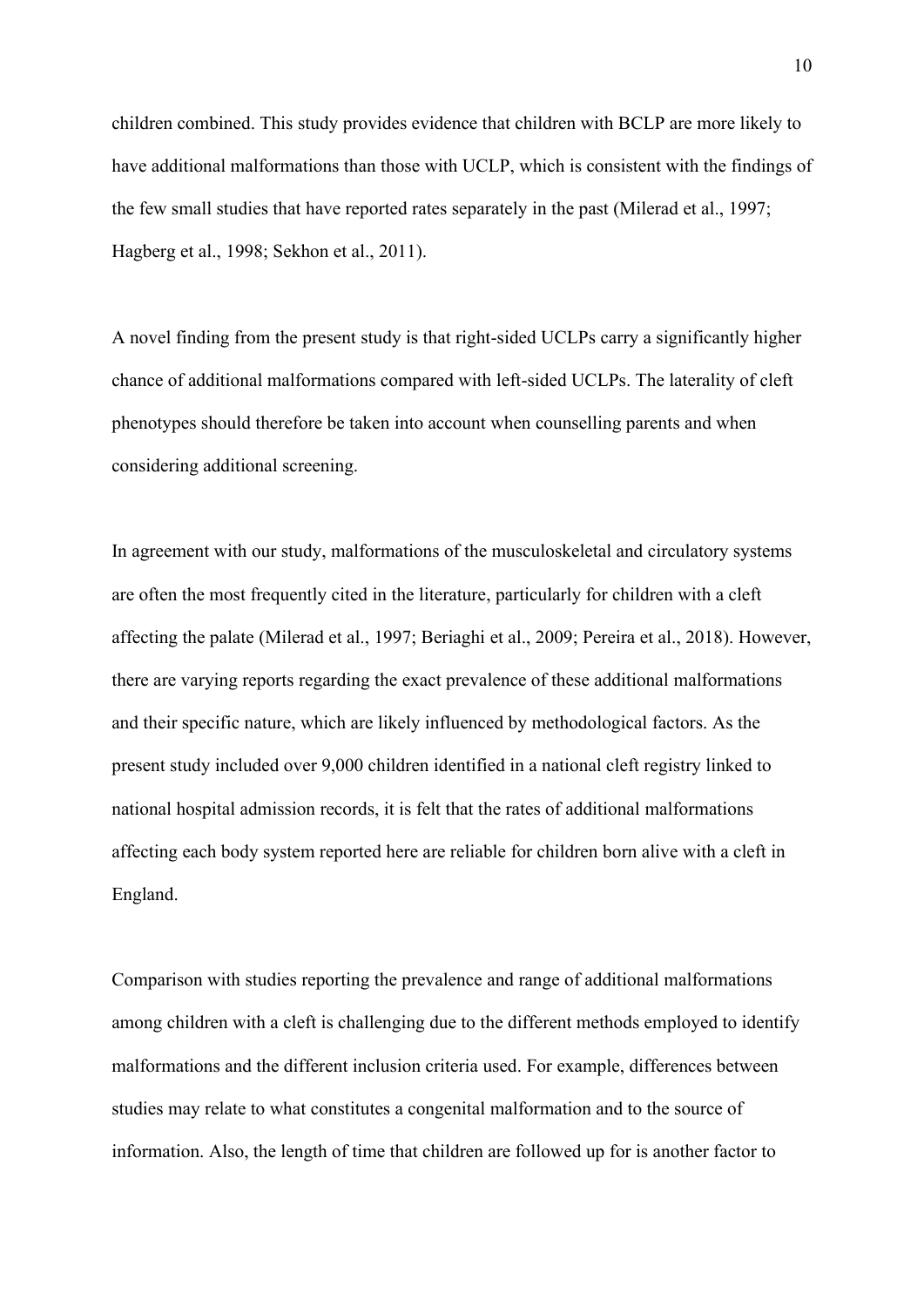children combined. This study provides evidence that children with BCLP are more likely to have additional malformations than those with UCLP, which is consistent with the findings of the few small studies that have reported rates separately in the past (Milerad et al., 1997; Hagberg et al., 1998; Sekhon et al., 2011).

A novel finding from the present study is that right-sided UCLPs carry a significantly higher chance of additional malformations compared with left-sided UCLPs. The laterality of cleft phenotypes should therefore be taken into account when counselling parents and when considering additional screening.

In agreement with our study, malformations of the musculoskeletal and circulatory systems are often the most frequently cited in the literature, particularly for children with a cleft affecting the palate (Milerad et al., 1997; Beriaghi et al., 2009; Pereira et al., 2018). However, there are varying reports regarding the exact prevalence of these additional malformations and their specific nature, which are likely influenced by methodological factors. As the present study included over 9,000 children identified in a national cleft registry linked to national hospital admission records, it is felt that the rates of additional malformations affecting each body system reported here are reliable for children born alive with a cleft in England.

Comparison with studies reporting the prevalence and range of additional malformations among children with a cleft is challenging due to the different methods employed to identify malformations and the different inclusion criteria used. For example, differences between studies may relate to what constitutes a congenital malformation and to the source of information. Also, the length of time that children are followed up for is another factor to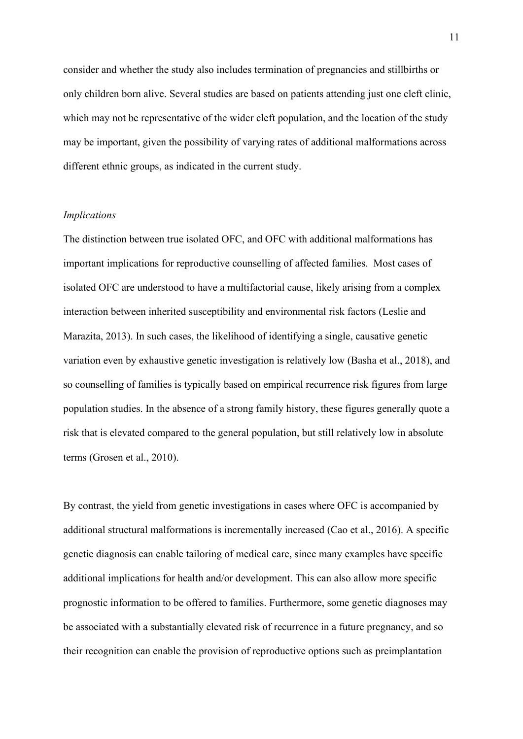consider and whether the study also includes termination of pregnancies and stillbirths or only children born alive. Several studies are based on patients attending just one cleft clinic, which may not be representative of the wider cleft population, and the location of the study may be important, given the possibility of varying rates of additional malformations across different ethnic groups, as indicated in the current study.

*Implications*

The distinction between true isolated OFC, and OFC with additional malformations has important implications for reproductive counselling of affected families. Most cases of isolated OFC are understood to have a multifactorial cause, likely arising from a complex interaction between inherited susceptibility and environmental risk factors (Leslie and Marazita, 2013). In such cases, the likelihood of identifying a single, causative genetic variation even by exhaustive genetic investigation is relatively low (Basha et al., 2018), and so counselling of families is typically based on empirical recurrence risk figures from large population studies. In the absence of a strong family history, these figures generally quote a risk that is elevated compared to the general population, but still relatively low in absolute terms (Grosen et al., 2010).

By contrast, the yield from genetic investigations in cases where OFC is accompanied by additional structural malformations is incrementally increased (Cao et al., 2016). A specific genetic diagnosis can enable tailoring of medical care, since many examples have specific additional implications for health and/or development. This can also allow more specific prognostic information to be offered to families. Furthermore, some genetic diagnoses may be associated with a substantially elevated risk of recurrence in a future pregnancy, and so their recognition can enable the provision of reproductive options such as preimplantation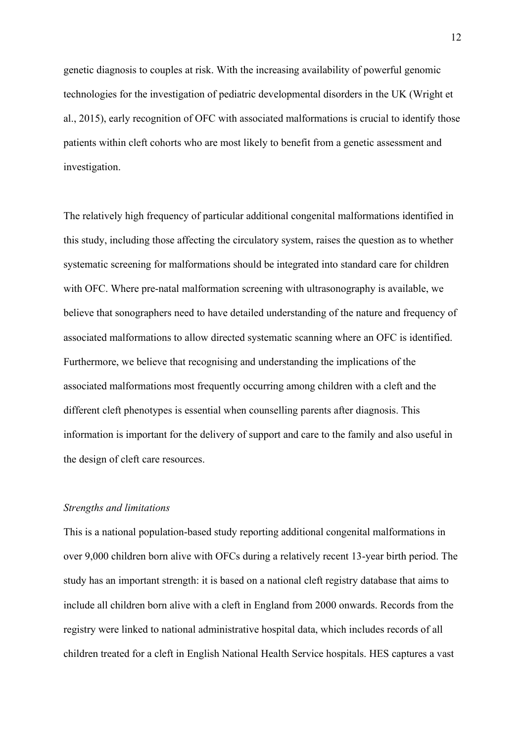genetic diagnosis to couples at risk. With the increasing availability of powerful genomic technologies for the investigation of pediatric developmental disorders in the UK (Wright et al., 2015), early recognition of OFC with associated malformations is crucial to identify those patients within cleft cohorts who are most likely to benefit from a genetic assessment and investigation.

The relatively high frequency of particular additional congenital malformations identified in this study, including those affecting the circulatory system, raises the question as to whether systematic screening for malformations should be integrated into standard care for children with OFC. Where pre-natal malformation screening with ultrasonography is available, we believe that sonographers need to have detailed understanding of the nature and frequency of associated malformations to allow directed systematic scanning where an OFC is identified. Furthermore, we believe that recognising and understanding the implications of the associated malformations most frequently occurring among children with a cleft and the different cleft phenotypes is essential when counselling parents after diagnosis. This information is important for the delivery of support and care to the family and also useful in the design of cleft care resources.

*Strengths and limitations*

This is a national population-based study reporting additional congenital malformations in over 9,000 children born alive with OFCs during a relatively recent 13-year birth period. The study has an important strength: it is based on a national cleft registry database that aims to include all children born alive with a cleft in England from 2000 onwards. Records from the registry were linked to national administrative hospital data, which includes records of all children treated for a cleft in English National Health Service hospitals. HES captures a vast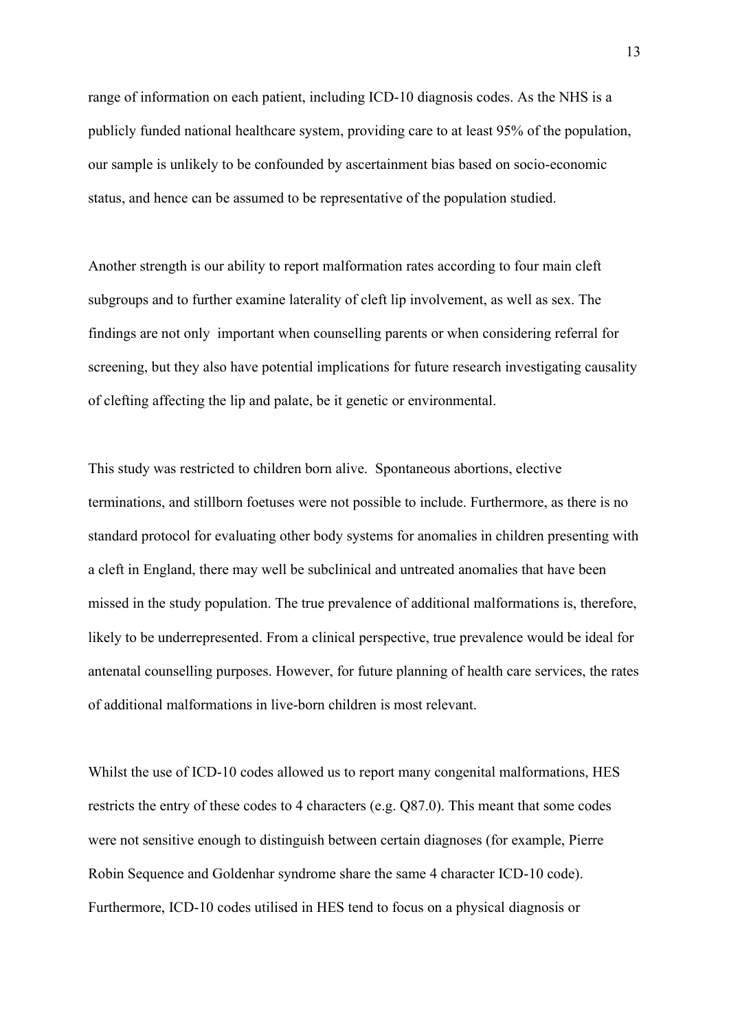range of information on each patient, including ICD-10 diagnosis codes. As the NHS is a publicly funded national healthcare system, providing care to at least 95% of the population, our sample is unlikely to be confounded by ascertainment bias based on socio-economic status, and hence can be assumed to be representative of the population studied.

Another strength is our ability to report malformation rates according to four main cleft subgroups and to further examine laterality of cleft lip involvement, as well as sex. The findings are not only important when counselling parents or when considering referral for screening, but they also have potential implications for future research investigating causality of clefting affecting the lip and palate, be it genetic or environmental.

This study was restricted to children born alive. Spontaneous abortions, elective terminations, and stillborn foetuses were not possible to include. Furthermore, as there is no standard protocol for evaluating other body systems for anomalies in children presenting with a cleft in England, there may well be subclinical and untreated anomalies that have been missed in the study population. The true prevalence of additional malformations is, therefore, likely to be underrepresented. From a clinical perspective, true prevalence would be ideal for antenatal counselling purposes. However, for future planning of health care services, the rates of additional malformations in live-born children is most relevant.

Whilst the use of ICD-10 codes allowed us to report many congenital malformations, HES restricts the entry of these codes to 4 characters (e.g. Q87.0). This meant that some codes were not sensitive enough to distinguish between certain diagnoses (for example, Pierre Robin Sequence and Goldenhar syndrome share the same 4 character ICD-10 code). Furthermore, ICD-10 codes utilised in HES tend to focus on a physical diagnosis or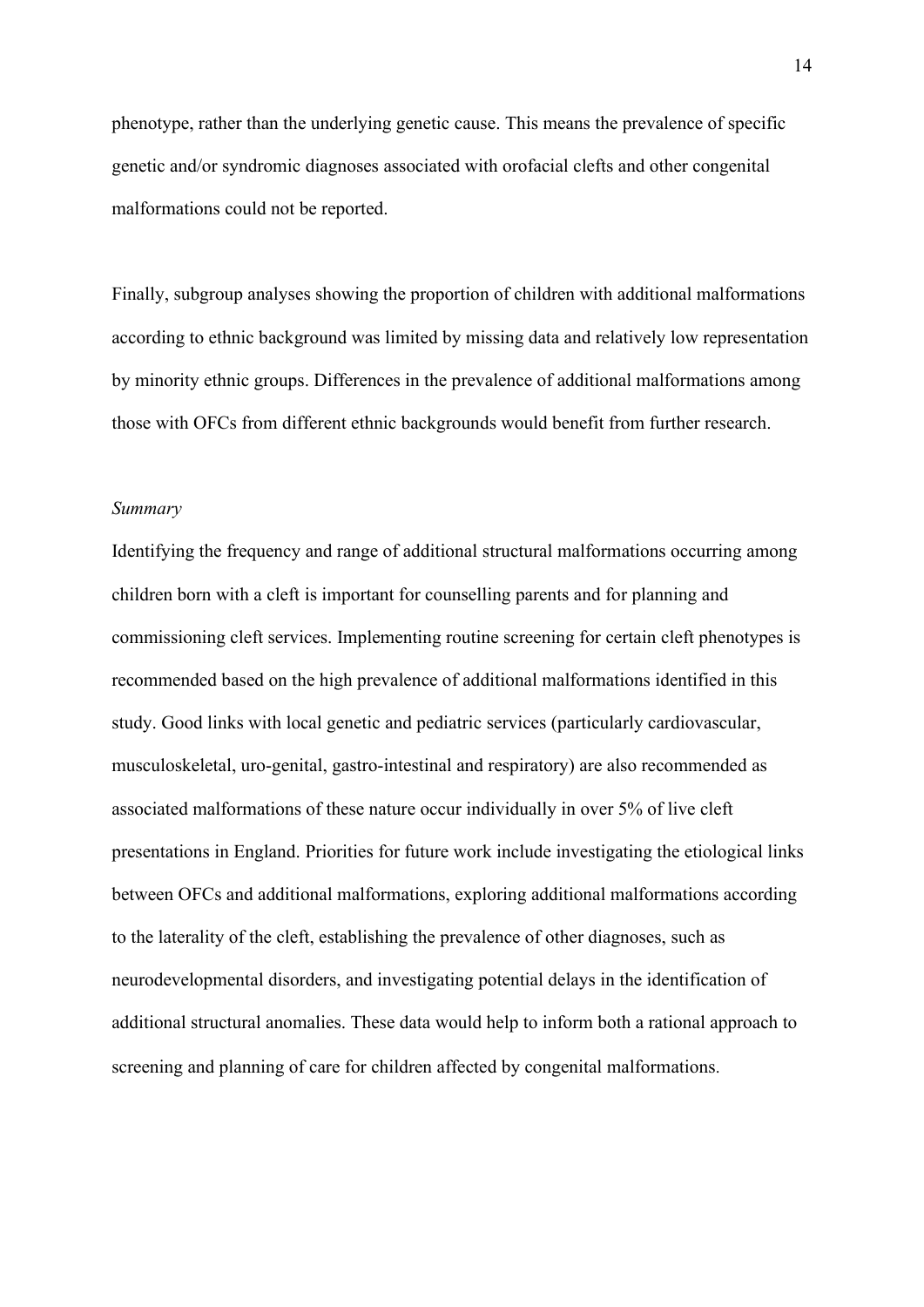phenotype, rather than the underlying genetic cause. This means the prevalence of specific genetic and/or syndromic diagnoses associated with orofacial clefts and other congenital malformations could not be reported.

Finally, subgroup analyses showing the proportion of children with additional malformations according to ethnic background was limited by missing data and relatively low representation by minority ethnic groups. Differences in the prevalence of additional malformations among those with OFCs from different ethnic backgrounds would benefit from further research.

*Summary*

Identifying the frequency and range of additional structural malformations occurring among children born with a cleft is important for counselling parents and for planning and commissioning cleft services. Implementing routine screening for certain cleft phenotypes is recommended based on the high prevalence of additional malformations identified in this study. Good links with local genetic and pediatric services (particularly cardiovascular, musculoskeletal, uro-genital, gastro-intestinal and respiratory) are also recommended as associated malformations of these nature occur individually in over 5% of live cleft presentations in England. Priorities for future work include investigating the etiological links between OFCs and additional malformations, exploring additional malformations according to the laterality of the cleft, establishing the prevalence of other diagnoses, such as neurodevelopmental disorders, and investigating potential delays in the identification of additional structural anomalies. These data would help to inform both a rational approach to screening and planning of care for children affected by congenital malformations.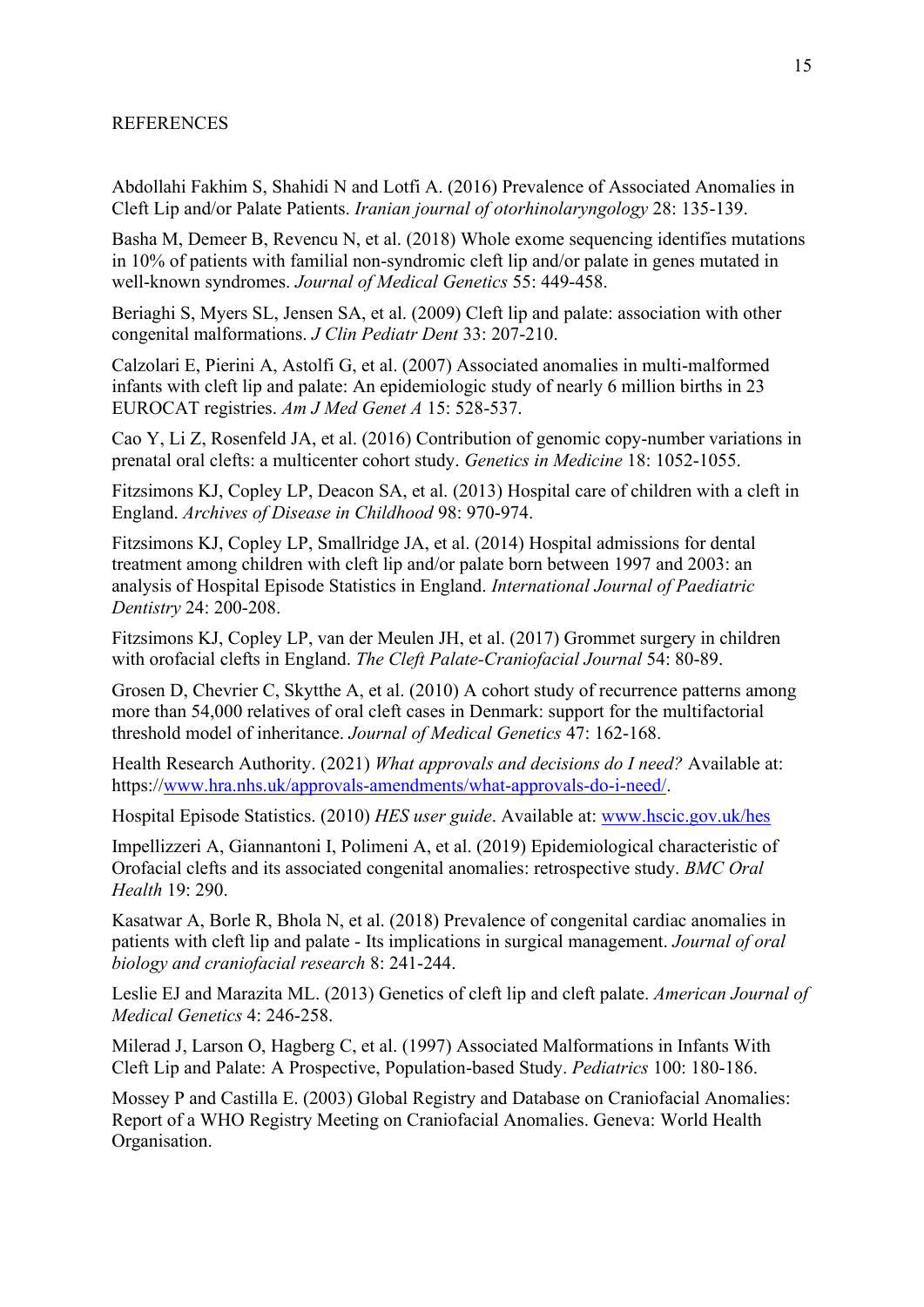REFERENCES

Abdollahi Fakhim S, Shahidi N and Lotfi A. (2016) Prevalence of Associated Anomalies in Cleft Lip and/or Palate Patients. *Iranian journal of otorhinolaryngology* 28: 135-139.

Basha M, Demeer B, Revencu N, et al. (2018) Whole exome sequencing identifies mutations in 10% of patients with familial non-syndromic cleft lip and/or palate in genes mutated in well-known syndromes. *Journal of Medical Genetics* 55: 449-458.

Beriaghi S, Myers SL, Jensen SA, et al. (2009) Cleft lip and palate: association with other congenital malformations. *J Clin Pediatr Dent* 33: 207-210.

Calzolari E, Pierini A, Astolfi G, et al. (2007) Associated anomalies in multi-malformed infants with cleft lip and palate: An epidemiologic study of nearly 6 million births in 23 EUROCAT registries. *Am J Med Genet A* 15: 528-537.

Cao Y, Li Z, Rosenfeld JA, et al. (2016) Contribution of genomic copy-number variations in prenatal oral clefts: a multicenter cohort study. *Genetics in Medicine* 18: 1052-1055.

Fitzsimons KJ, Copley LP, Deacon SA, et al. (2013) Hospital care of children with a cleft in England. *Archives of Disease in Childhood* 98: 970-974.

Fitzsimons KJ, Copley LP, Smallridge JA, et al. (2014) Hospital admissions for dental treatment among children with cleft lip and/or palate born between 1997 and 2003: an analysis of Hospital Episode Statistics in England. *International Journal of Paediatric Dentistry* 24: 200-208.

Fitzsimons KJ, Copley LP, van der Meulen JH, et al. (2017) Grommet surgery in children with orofacial clefts in England. *The Cleft Palate-Craniofacial Journal* 54: 80-89.

Grosen D, Chevrier C, Skytthe A, et al. (2010) A cohort study of recurrence patterns among more than 54,000 relatives of oral cleft cases in Denmark: support for the multifactorial threshold model of inheritance. *Journal of Medical Genetics* 47: 162-168.

Health Research Authority. (2021) *What approvals and decisions do I need?* Available at: https://www.hra.nhs.uk/approvals-amendments/what-approvals-do-i-need/.

Hospital Episode Statistics. (2010) *HES user guide*. Available at: www.hscic.gov.uk/hes

Impellizzeri A, Giannantoni I, Polimeni A, et al. (2019) Epidemiological characteristic of Orofacial clefts and its associated congenital anomalies: retrospective study. *BMC Oral Health* 19: 290.

Kasatwar A, Borle R, Bhola N, et al. (2018) Prevalence of congenital cardiac anomalies in patients with cleft lip and palate - Its implications in surgical management. *Journal of oral biology and craniofacial research* 8: 241-244.

Leslie EJ and Marazita ML. (2013) Genetics of cleft lip and cleft palate. *American Journal of Medical Genetics* 4: 246-258.

Milerad J, Larson O, Hagberg C, et al. (1997) Associated Malformations in Infants With Cleft Lip and Palate: A Prospective, Population-based Study. *Pediatrics* 100: 180-186.

Mossey P and Castilla E. (2003) Global Registry and Database on Craniofacial Anomalies: Report of a WHO Registry Meeting on Craniofacial Anomalies. Geneva: World Health Organisation.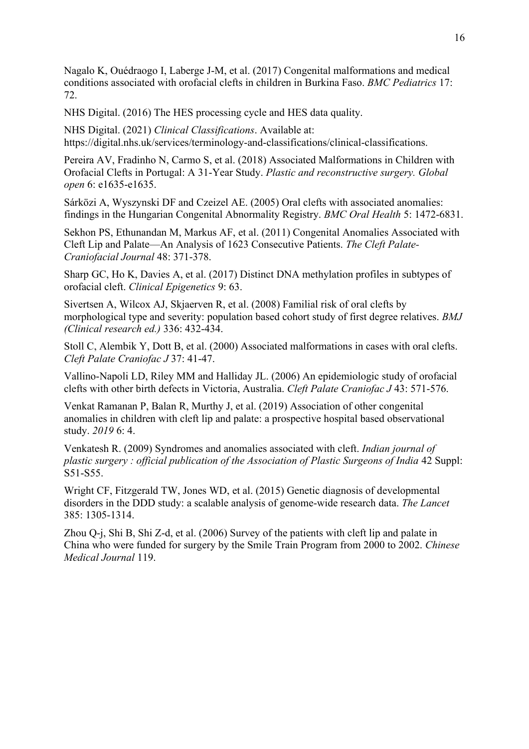Nagalo K, Ouédraogo I, Laberge J-M, et al. (2017) Congenital malformations and medical conditions associated with orofacial clefts in children in Burkina Faso. *BMC Pediatrics* 17: 72.

NHS Digital. (2016) The HES processing cycle and HES data quality.

NHS Digital. (2021) *Clinical Classifications*. Available at: https://digital.nhs.uk/services/terminology-and-classifications/clinical-classifications.

Pereira AV, Fradinho N, Carmo S, et al. (2018) Associated Malformations in Children with Orofacial Clefts in Portugal: A 31-Year Study. *Plastic and reconstructive surgery. Global open* 6: e1635-e1635.

Sárközi A, Wyszynski DF and Czeizel AE. (2005) Oral clefts with associated anomalies: findings in the Hungarian Congenital Abnormality Registry. *BMC Oral Health* 5: 1472-6831.

Sekhon PS, Ethunandan M, Markus AF, et al. (2011) Congenital Anomalies Associated with Cleft Lip and Palate—An Analysis of 1623 Consecutive Patients. *The Cleft Palate-Craniofacial Journal* 48: 371-378.

Sharp GC, Ho K, Davies A, et al. (2017) Distinct DNA methylation profiles in subtypes of orofacial cleft. *Clinical Epigenetics* 9: 63.

Sivertsen A, Wilcox AJ, Skjaerven R, et al. (2008) Familial risk of oral clefts by morphological type and severity: population based cohort study of first degree relatives. *BMJ (Clinical research ed.)* 336: 432-434.

Stoll C, Alembik Y, Dott B, et al. (2000) Associated malformations in cases with oral clefts. *Cleft Palate Craniofac J* 37: 41-47.

Vallino-Napoli LD, Riley MM and Halliday JL. (2006) An epidemiologic study of orofacial clefts with other birth defects in Victoria, Australia. *Cleft Palate Craniofac J* 43: 571-576.

Venkat Ramanan P, Balan R, Murthy J, et al. (2019) Association of other congenital anomalies in children with cleft lip and palate: a prospective hospital based observational study. *2019* 6: 4.

Venkatesh R. (2009) Syndromes and anomalies associated with cleft. *Indian journal of plastic surgery : official publication of the Association of Plastic Surgeons of India* 42 Suppl: S51-S55.

Wright CF, Fitzgerald TW, Jones WD, et al. (2015) Genetic diagnosis of developmental disorders in the DDD study: a scalable analysis of genome-wide research data. *The Lancet* 385: 1305-1314.

Zhou Q-j, Shi B, Shi Z-d, et al. (2006) Survey of the patients with cleft lip and palate in China who were funded for surgery by the Smile Train Program from 2000 to 2002. *Chinese Medical Journal* 119.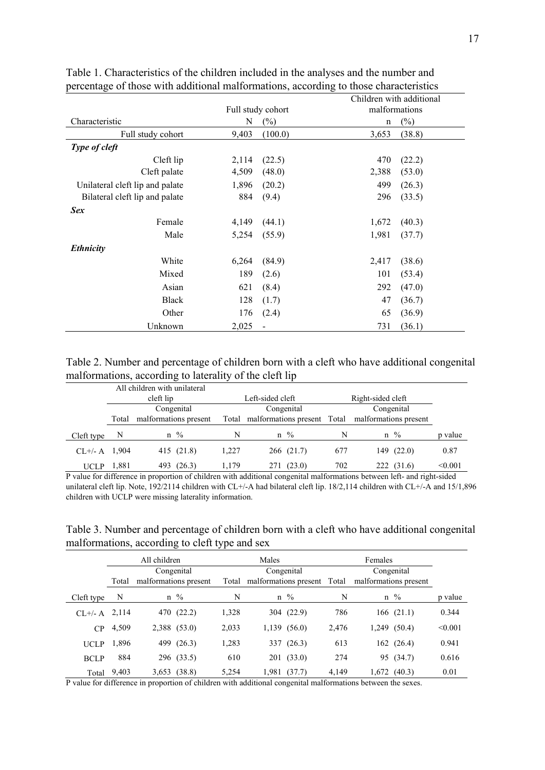Table 1. Characteristics of the children included in the analyses and the number and percentage of those with additional malformations, according to those characteristics

| Characteristic | Full study cohort N | (%) | Children with additional malformations n | (%) |
|---|---|---|---|---|
| Full study cohort | 9,403 | (100.0) | 3,653 | (38.8) |
| ***Type of cleft*** | | | | |
| Cleft lip | 2,114 | (22.5) | 470 | (22.2) |
| Cleft palate | 4,509 | (48.0) | 2,388 | (53.0) |
| Unilateral cleft lip and palate | 1,896 | (20.2) | 499 | (26.3) |
| Bilateral cleft lip and palate | 884 | (9.4) | 296 | (33.5) |
| ***Sex*** | | | | |
| Female | 4,149 | (44.1) | 1,672 | (40.3) |
| Male | 5,254 | (55.9) | 1,981 | (37.7) |
| ***Ethnicity*** | | | | |
| White | 6,264 | (84.9) | 2,417 | (38.6) |
| Mixed | 189 | (2.6) | 101 | (53.4) |
| Asian | 621 | (8.4) | 292 | (47.0) |
| Black | 128 | (1.7) | 47 | (36.7) |
| Other | 176 | (2.4) | 65 | (36.9) |
| Unknown | 2,025 | - | 731 | (36.1) |

Table 2. Number and percentage of children born with a cleft who have additional congenital malformations, according to laterality of the cleft lip

| | All children with unilateral cleft lip | | Left-sided cleft | | Right-sided cleft | | |
|---|---|---|---|---|---|---|---|
| | Total | Congenital malformations present | Total | Congenital malformations present | Total | Congenital malformations present | |
| Cleft type | N | n % | N | n % | N | n % | p value |
| CL+/- A | 1,904 | 415 (21.8) | 1,227 | 266 (21.7) | 677 | 149 (22.0) | 0.87 |
| UCLP | 1,881 | 493 (26.3) | 1,179 | 271 (23.0) | 702 | 222 (31.6) | <0.001 |

P value for difference in proportion of children with additional congenital malformations between left- and right-sided unilateral cleft lip. Note, 192/2114 children with CL+/-A had bilateral cleft lip. 18/2,114 children with CL+/-A and 15/1,896 children with UCLP were missing laterality information.

Table 3. Number and percentage of children born with a cleft who have additional congenital malformations, according to cleft type and sex

| | All children | | Males | | Females | | |
|---|---|---|---|---|---|---|---|
| | Total | Congenital malformations present | Total | Congenital malformations present | Total | Congenital malformations present | |
| Cleft type | N | n % | N | n % | N | n % | p value |
| CL+/- A | 2,114 | 470 (22.2) | 1,328 | 304 (22.9) | 786 | 166 (21.1) | 0.344 |
| CP | 4,509 | 2,388 (53.0) | 2,033 | 1,139 (56.0) | 2,476 | 1,249 (50.4) | <0.001 |
| UCLP | 1,896 | 499 (26.3) | 1,283 | 337 (26.3) | 613 | 162 (26.4) | 0.941 |
| BCLP | 884 | 296 (33.5) | 610 | 201 (33.0) | 274 | 95 (34.7) | 0.616 |
| Total | 9,403 | 3,653 (38.8) | 5,254 | 1,981 (37.7) | 4,149 | 1,672 (40.3) | 0.01 |

P value for difference in proportion of children with additional congenital malformations between the sexes.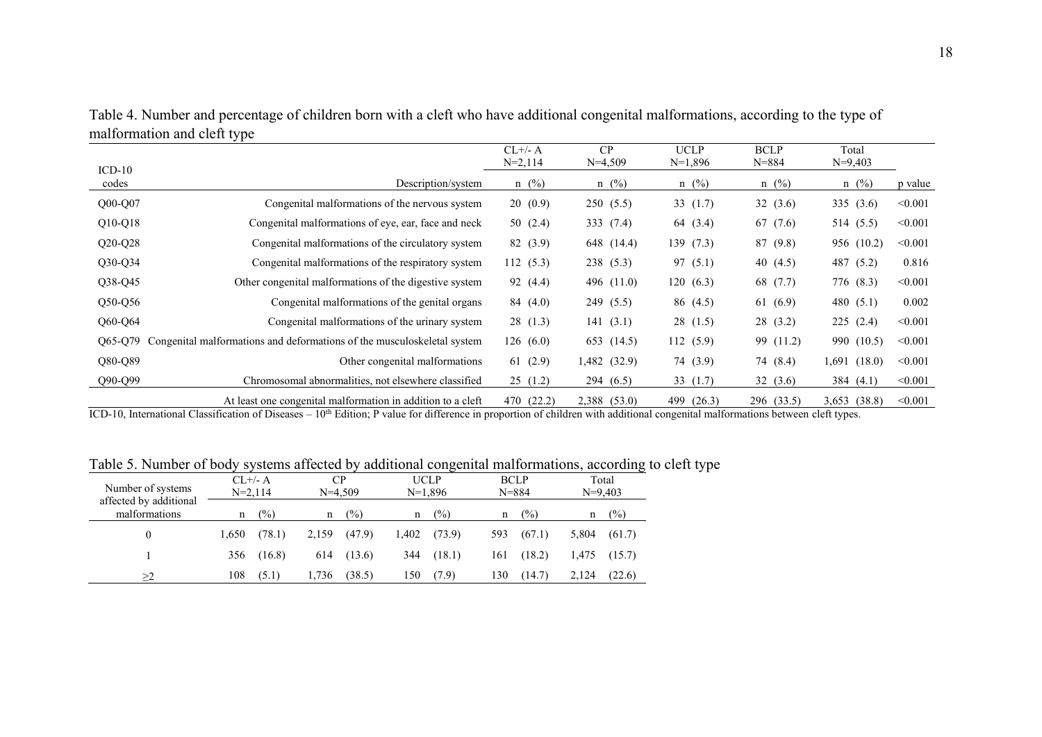Table 4. Number and percentage of children born with a cleft who have additional congenital malformations, according to the type of malformation and cleft type

| ICD-10 codes | Description/system | CL+/- A N=2,114 n (%) | CP N=4,509 n (%) | UCLP N=1,896 n (%) | BCLP N=884 n (%) | Total N=9,403 n (%) | p value |
|---|---|---|---|---|---|---|---|
| Q00-Q07 | Congenital malformations of the nervous system | 20 (0.9) | 250 (5.5) | 33 (1.7) | 32 (3.6) | 335 (3.6) | <0.001 |
| Q10-Q18 | Congenital malformations of eye, ear, face and neck | 50 (2.4) | 333 (7.4) | 64 (3.4) | 67 (7.6) | 514 (5.5) | <0.001 |
| Q20-Q28 | Congenital malformations of the circulatory system | 82 (3.9) | 648 (14.4) | 139 (7.3) | 87 (9.8) | 956 (10.2) | <0.001 |
| Q30-Q34 | Congenital malformations of the respiratory system | 112 (5.3) | 238 (5.3) | 97 (5.1) | 40 (4.5) | 487 (5.2) | 0.816 |
| Q38-Q45 | Other congenital malformations of the digestive system | 92 (4.4) | 496 (11.0) | 120 (6.3) | 68 (7.7) | 776 (8.3) | <0.001 |
| Q50-Q56 | Congenital malformations of the genital organs | 84 (4.0) | 249 (5.5) | 86 (4.5) | 61 (6.9) | 480 (5.1) | 0.002 |
| Q60-Q64 | Congenital malformations of the urinary system | 28 (1.3) | 141 (3.1) | 28 (1.5) | 28 (3.2) | 225 (2.4) | <0.001 |
| Q65-Q79 | Congenital malformations and deformations of the musculoskeletal system | 126 (6.0) | 653 (14.5) | 112 (5.9) | 99 (11.2) | 990 (10.5) | <0.001 |
| Q80-Q89 | Other congenital malformations | 61 (2.9) | 1,482 (32.9) | 74 (3.9) | 74 (8.4) | 1,691 (18.0) | <0.001 |
| Q90-Q99 | Chromosomal abnormalities, not elsewhere classified | 25 (1.2) | 294 (6.5) | 33 (1.7) | 32 (3.6) | 384 (4.1) | <0.001 |
| | At least one congenital malformation in addition to a cleft | 470 (22.2) | 2,388 (53.0) | 499 (26.3) | 296 (33.5) | 3,653 (38.8) | <0.001 |

ICD-10, International Classification of Diseases – 10th Edition; P value for difference in proportion of children with additional congenital malformations between cleft types.

Table 5. Number of body systems affected by additional congenital malformations, according to cleft type

| Number of systems affected by additional malformations | CL+/- A N=2,114 n | (%) | CP N=4,509 n | (%) | UCLP N=1,896 n | (%) | BCLP N=884 n | (%) | Total N=9,403 n | (%) |
|---|---|---|---|---|---|---|---|---|---|---|
| 0 | 1,650 | (78.1) | 2,159 | (47.9) | 1,402 | (73.9) | 593 | (67.1) | 5,804 | (61.7) |
| 1 | 356 | (16.8) | 614 | (13.6) | 344 | (18.1) | 161 | (18.2) | 1,475 | (15.7) |
| ≥2 | 108 | (5.1) | 1,736 | (38.5) | 150 | (7.9) | 130 | (14.7) | 2,124 | (22.6) |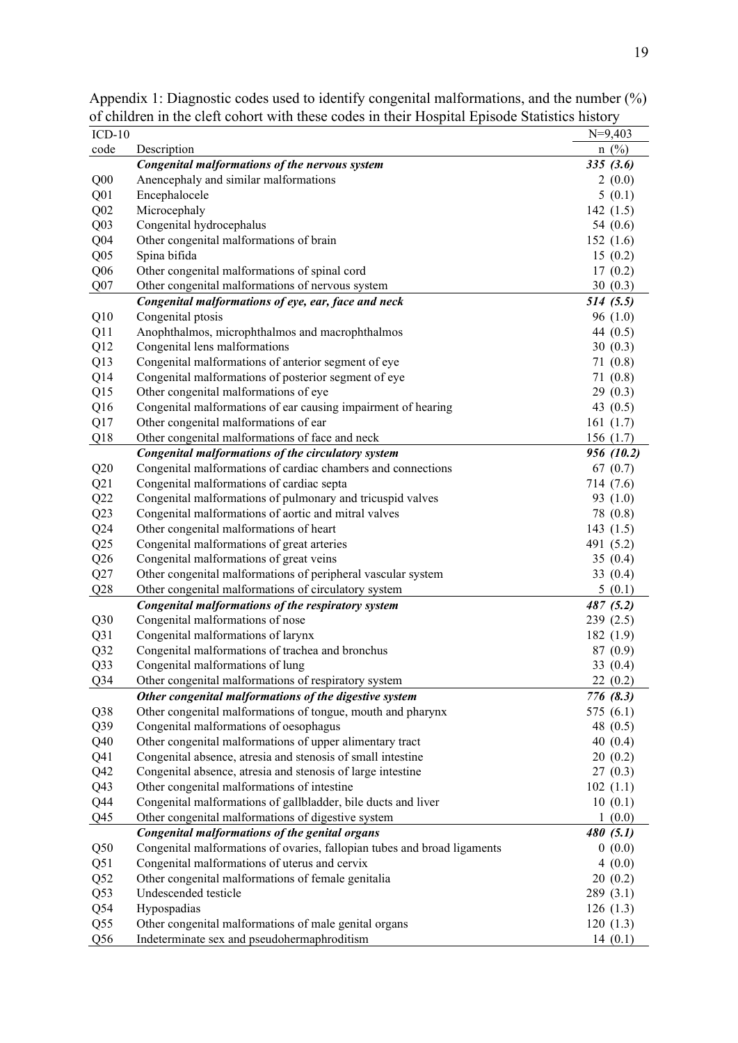Appendix 1: Diagnostic codes used to identify congenital malformations, and the number (%) of children in the cleft cohort with these codes in their Hospital Episode Statistics history

| ICD-10 code | Description | N=9,403 n (%) |
|---|---|---|
| | ***Congenital malformations of the nervous system*** | ***335 (3.6)*** |
| Q00 | Anencephaly and similar malformations | 2 (0.0) |
| Q01 | Encephalocele | 5 (0.1) |
| Q02 | Microcephaly | 142 (1.5) |
| Q03 | Congenital hydrocephalus | 54 (0.6) |
| Q04 | Other congenital malformations of brain | 152 (1.6) |
| Q05 | Spina bifida | 15 (0.2) |
| Q06 | Other congenital malformations of spinal cord | 17 (0.2) |
| Q07 | Other congenital malformations of nervous system | 30 (0.3) |
| | ***Congenital malformations of eye, ear, face and neck*** | ***514 (5.5)*** |
| Q10 | Congenital ptosis | 96 (1.0) |
| Q11 | Anophthalmos, microphthalmos and macrophthalmos | 44 (0.5) |
| Q12 | Congenital lens malformations | 30 (0.3) |
| Q13 | Congenital malformations of anterior segment of eye | 71 (0.8) |
| Q14 | Congenital malformations of posterior segment of eye | 71 (0.8) |
| Q15 | Other congenital malformations of eye | 29 (0.3) |
| Q16 | Congenital malformations of ear causing impairment of hearing | 43 (0.5) |
| Q17 | Other congenital malformations of ear | 161 (1.7) |
| Q18 | Other congenital malformations of face and neck | 156 (1.7) |
| | ***Congenital malformations of the circulatory system*** | ***956 (10.2)*** |
| Q20 | Congenital malformations of cardiac chambers and connections | 67 (0.7) |
| Q21 | Congenital malformations of cardiac septa | 714 (7.6) |
| Q22 | Congenital malformations of pulmonary and tricuspid valves | 93 (1.0) |
| Q23 | Congenital malformations of aortic and mitral valves | 78 (0.8) |
| Q24 | Other congenital malformations of heart | 143 (1.5) |
| Q25 | Congenital malformations of great arteries | 491 (5.2) |
| Q26 | Congenital malformations of great veins | 35 (0.4) |
| Q27 | Other congenital malformations of peripheral vascular system | 33 (0.4) |
| Q28 | Other congenital malformations of circulatory system | 5 (0.1) |
| | ***Congenital malformations of the respiratory system*** | ***487 (5.2)*** |
| Q30 | Congenital malformations of nose | 239 (2.5) |
| Q31 | Congenital malformations of larynx | 182 (1.9) |
| Q32 | Congenital malformations of trachea and bronchus | 87 (0.9) |
| Q33 | Congenital malformations of lung | 33 (0.4) |
| Q34 | Other congenital malformations of respiratory system | 22 (0.2) |
| | ***Other congenital malformations of the digestive system*** | ***776 (8.3)*** |
| Q38 | Other congenital malformations of tongue, mouth and pharynx | 575 (6.1) |
| Q39 | Congenital malformations of oesophagus | 48 (0.5) |
| Q40 | Other congenital malformations of upper alimentary tract | 40 (0.4) |
| Q41 | Congenital absence, atresia and stenosis of small intestine | 20 (0.2) |
| Q42 | Congenital absence, atresia and stenosis of large intestine | 27 (0.3) |
| Q43 | Other congenital malformations of intestine | 102 (1.1) |
| Q44 | Congenital malformations of gallbladder, bile ducts and liver | 10 (0.1) |
| Q45 | Other congenital malformations of digestive system | 1 (0.0) |
| | ***Congenital malformations of the genital organs*** | ***480 (5.1)*** |
| Q50 | Congenital malformations of ovaries, fallopian tubes and broad ligaments | 0 (0.0) |
| Q51 | Congenital malformations of uterus and cervix | 4 (0.0) |
| Q52 | Other congenital malformations of female genitalia | 20 (0.2) |
| Q53 | Undescended testicle | 289 (3.1) |
| Q54 | Hypospadias | 126 (1.3) |
| Q55 | Other congenital malformations of male genital organs | 120 (1.3) |
| Q56 | Indeterminate sex and pseudohermaphroditism | 14 (0.1) |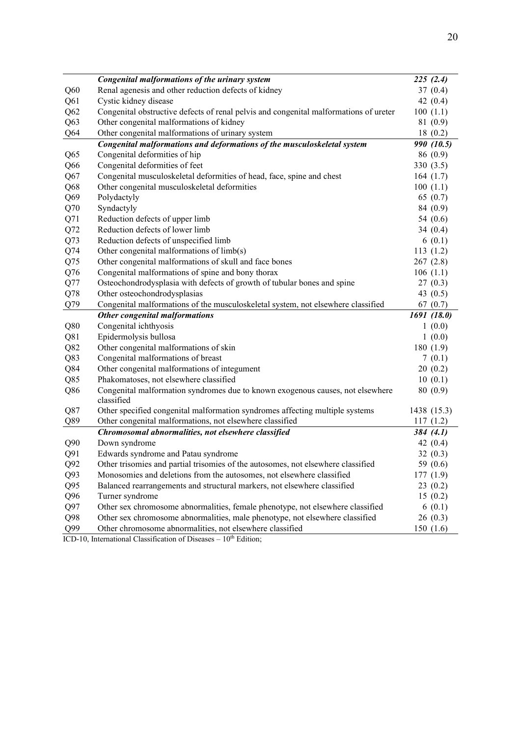| | | |
|---|---|---|
| | ***Congenital malformations of the urinary system*** | ***225 (2.4)*** |
| Q60 | Renal agenesis and other reduction defects of kidney | 37 (0.4) |
| Q61 | Cystic kidney disease | 42 (0.4) |
| Q62 | Congenital obstructive defects of renal pelvis and congenital malformations of ureter | 100 (1.1) |
| Q63 | Other congenital malformations of kidney | 81 (0.9) |
| Q64 | Other congenital malformations of urinary system | 18 (0.2) |
| | ***Congenital malformations and deformations of the musculoskeletal system*** | ***990 (10.5)*** |
| Q65 | Congenital deformities of hip | 86 (0.9) |
| Q66 | Congenital deformities of feet | 330 (3.5) |
| Q67 | Congenital musculoskeletal deformities of head, face, spine and chest | 164 (1.7) |
| Q68 | Other congenital musculoskeletal deformities | 100 (1.1) |
| Q69 | Polydactyly | 65 (0.7) |
| Q70 | Syndactyly | 84 (0.9) |
| Q71 | Reduction defects of upper limb | 54 (0.6) |
| Q72 | Reduction defects of lower limb | 34 (0.4) |
| Q73 | Reduction defects of unspecified limb | 6 (0.1) |
| Q74 | Other congenital malformations of limb(s) | 113 (1.2) |
| Q75 | Other congenital malformations of skull and face bones | 267 (2.8) |
| Q76 | Congenital malformations of spine and bony thorax | 106 (1.1) |
| Q77 | Osteochondrodysplasia with defects of growth of tubular bones and spine | 27 (0.3) |
| Q78 | Other osteochondrodysplasias | 43 (0.5) |
| Q79 | Congenital malformations of the musculoskeletal system, not elsewhere classified | 67 (0.7) |
| | ***Other congenital malformations*** | ***1691 (18.0)*** |
| Q80 | Congenital ichthyosis | 1 (0.0) |
| Q81 | Epidermolysis bullosa | 1 (0.0) |
| Q82 | Other congenital malformations of skin | 180 (1.9) |
| Q83 | Congenital malformations of breast | 7 (0.1) |
| Q84 | Other congenital malformations of integument | 20 (0.2) |
| Q85 | Phakomatoses, not elsewhere classified | 10 (0.1) |
| Q86 | Congenital malformation syndromes due to known exogenous causes, not elsewhere classified | 80 (0.9) |
| Q87 | Other specified congenital malformation syndromes affecting multiple systems | 1438 (15.3) |
| Q89 | Other congenital malformations, not elsewhere classified | 117 (1.2) |
| | ***Chromosomal abnormalities, not elsewhere classified*** | ***384 (4.1)*** |
| Q90 | Down syndrome | 42 (0.4) |
| Q91 | Edwards syndrome and Patau syndrome | 32 (0.3) |
| Q92 | Other trisomies and partial trisomies of the autosomes, not elsewhere classified | 59 (0.6) |
| Q93 | Monosomies and deletions from the autosomes, not elsewhere classified | 177 (1.9) |
| Q95 | Balanced rearrangements and structural markers, not elsewhere classified | 23 (0.2) |
| Q96 | Turner syndrome | 15 (0.2) |
| Q97 | Other sex chromosome abnormalities, female phenotype, not elsewhere classified | 6 (0.1) |
| Q98 | Other sex chromosome abnormalities, male phenotype, not elsewhere classified | 26 (0.3) |
| Q99 | Other chromosome abnormalities, not elsewhere classified | 150 (1.6) |

ICD-10, International Classification of Diseases – 10th Edition;